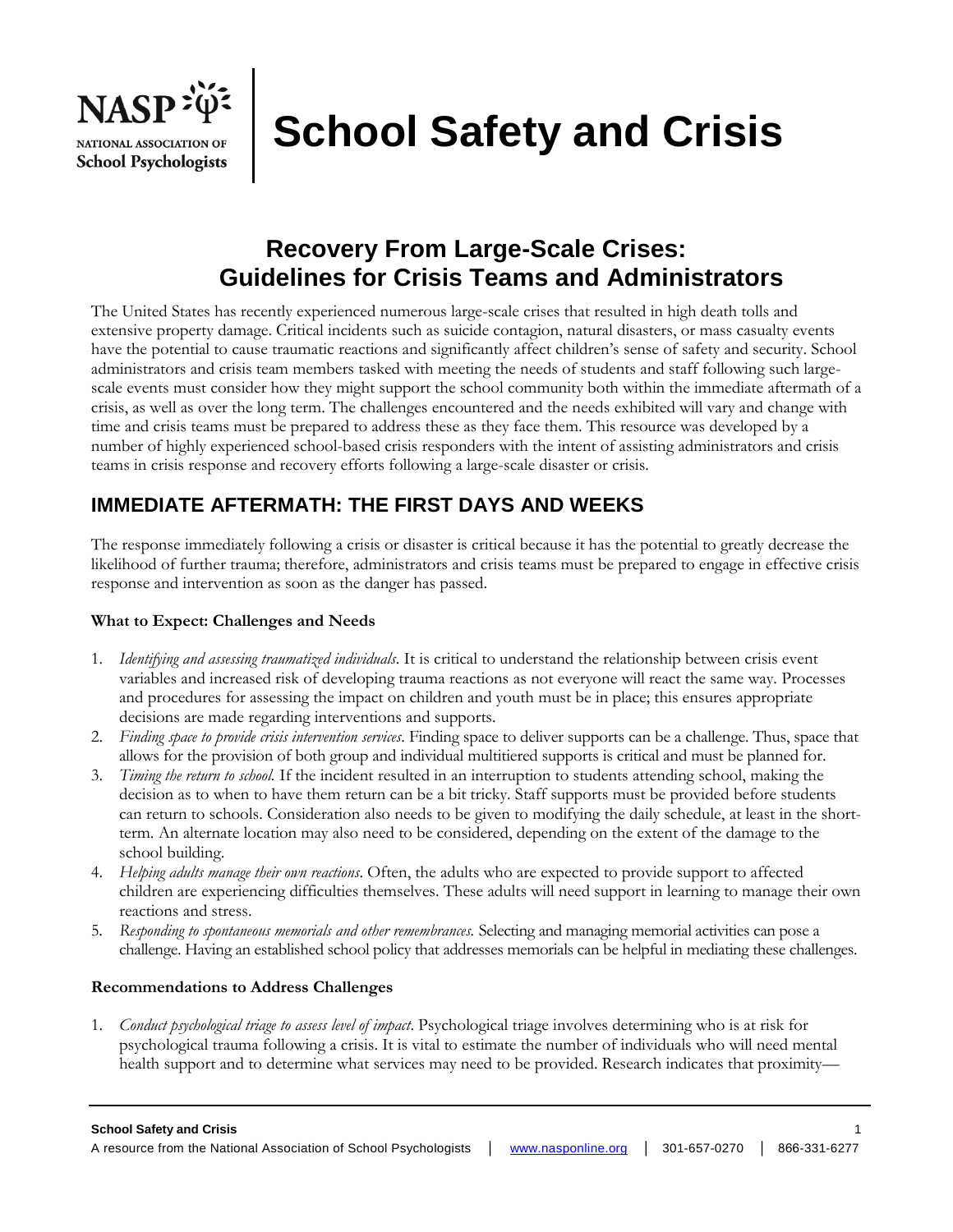# School Safety and Crisis

## Recovery From Large-Scale Crises: Guidelines for Crisis Teams and Administrators

The United States has recently experienced numerous large-scale crises that resulted in high death tolls and extensive property damage. Critical incidents such as suicide contagion, natural disasters, or mass casualty events have the potential to cause traumatic reactions and significantly affect children's sense of safety and security. School administrators and crisis team members tasked with meeting the needs of students and staff following such large-scale events must consider how they might support the school community both within the immediate aftermath of a crisis, as well as over the long term. The challenges encountered and the needs exhibited will vary and change with time and crisis teams must be prepared to address these as they face them. This resource was developed by a number of highly experienced school-based crisis responders with the intent of assisting administrators and crisis teams in crisis response and recovery efforts following a large-scale disaster or crisis.

## IMMEDIATE AFTERMATH: THE FIRST DAYS AND WEEKS

The response immediately following a crisis or disaster is critical because it has the potential to greatly decrease the likelihood of further trauma; therefore, administrators and crisis teams must be prepared to engage in effective crisis response and intervention as soon as the danger has passed.

**What to Expect: Challenges and Needs**

1. *Identifying and assessing traumatized individuals*. It is critical to understand the relationship between crisis event variables and increased risk of developing trauma reactions as not everyone will react the same way. Processes and procedures for assessing the impact on children and youth must be in place; this ensures appropriate decisions are made regarding interventions and supports.
2. *Finding space to provide crisis intervention services*. Finding space to deliver supports can be a challenge. Thus, space that allows for the provision of both group and individual multitiered supports is critical and must be planned for.
3. *Timing the return to school.* If the incident resulted in an interruption to students attending school, making the decision as to when to have them return can be a bit tricky. Staff supports must be provided before students can return to schools. Consideration also needs to be given to modifying the daily schedule, at least in the short-term. An alternate location may also need to be considered, depending on the extent of the damage to the school building.
4. *Helping adults manage their own reactions*. Often, the adults who are expected to provide support to affected children are experiencing difficulties themselves. These adults will need support in learning to manage their own reactions and stress.
5. *Responding to spontaneous memorials and other remembrances.* Selecting and managing memorial activities can pose a challenge. Having an established school policy that addresses memorials can be helpful in mediating these challenges.

**Recommendations to Address Challenges**

1. *Conduct psychological triage to assess level of impact*. Psychological triage involves determining who is at risk for psychological trauma following a crisis. It is vital to estimate the number of individuals who will need mental health support and to determine what services may need to be provided. Research indicates that proximity—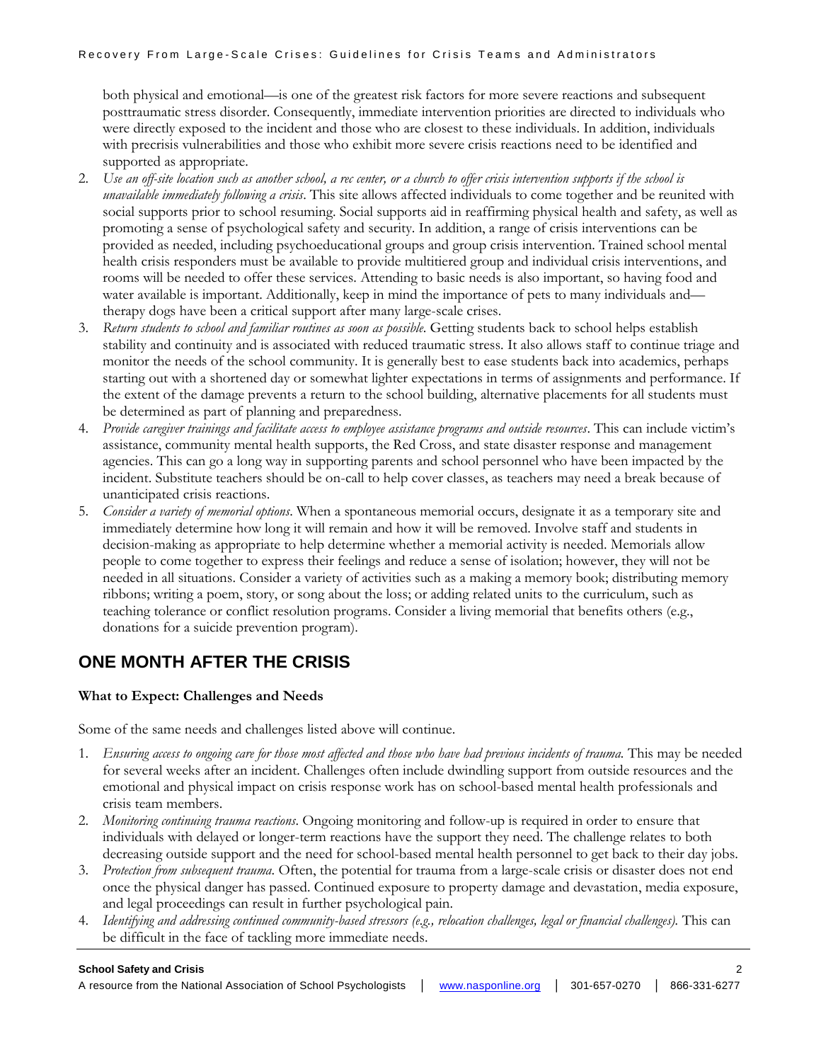both physical and emotional—is one of the greatest risk factors for more severe reactions and subsequent posttraumatic stress disorder. Consequently, immediate intervention priorities are directed to individuals who were directly exposed to the incident and those who are closest to these individuals. In addition, individuals with precrisis vulnerabilities and those who exhibit more severe crisis reactions need to be identified and supported as appropriate.

2. *Use an off-site location such as another school, a rec center, or a church to offer crisis intervention supports if the school is unavailable immediately following a crisis*. This site allows affected individuals to come together and be reunited with social supports prior to school resuming. Social supports aid in reaffirming physical health and safety, as well as promoting a sense of psychological safety and security. In addition, a range of crisis interventions can be provided as needed, including psychoeducational groups and group crisis intervention. Trained school mental health crisis responders must be available to provide multitiered group and individual crisis interventions, and rooms will be needed to offer these services. Attending to basic needs is also important, so having food and water available is important. Additionally, keep in mind the importance of pets to many individuals and—therapy dogs have been a critical support after many large-scale crises.
3. *Return students to school and familiar routines as soon as possible*. Getting students back to school helps establish stability and continuity and is associated with reduced traumatic stress. It also allows staff to continue triage and monitor the needs of the school community. It is generally best to ease students back into academics, perhaps starting out with a shortened day or somewhat lighter expectations in terms of assignments and performance. If the extent of the damage prevents a return to the school building, alternative placements for all students must be determined as part of planning and preparedness.
4. *Provide caregiver trainings and facilitate access to employee assistance programs and outside resources*. This can include victim's assistance, community mental health supports, the Red Cross, and state disaster response and management agencies. This can go a long way in supporting parents and school personnel who have been impacted by the incident. Substitute teachers should be on-call to help cover classes, as teachers may need a break because of unanticipated crisis reactions.
5. *Consider a variety of memorial options*. When a spontaneous memorial occurs, designate it as a temporary site and immediately determine how long it will remain and how it will be removed. Involve staff and students in decision-making as appropriate to help determine whether a memorial activity is needed. Memorials allow people to come together to express their feelings and reduce a sense of isolation; however, they will not be needed in all situations. Consider a variety of activities such as a making a memory book; distributing memory ribbons; writing a poem, story, or song about the loss; or adding related units to the curriculum, such as teaching tolerance or conflict resolution programs. Consider a living memorial that benefits others (e.g., donations for a suicide prevention program).

## ONE MONTH AFTER THE CRISIS

### What to Expect: Challenges and Needs

Some of the same needs and challenges listed above will continue.

1. *Ensuring access to ongoing care for those most affected and those who have had previous incidents of trauma*. This may be needed for several weeks after an incident. Challenges often include dwindling support from outside resources and the emotional and physical impact on crisis response work has on school-based mental health professionals and crisis team members.
2. *Monitoring continuing trauma reactions*. Ongoing monitoring and follow-up is required in order to ensure that individuals with delayed or longer-term reactions have the support they need. The challenge relates to both decreasing outside support and the need for school-based mental health personnel to get back to their day jobs.
3. *Protection from subsequent trauma*. Often, the potential for trauma from a large-scale crisis or disaster does not end once the physical danger has passed. Continued exposure to property damage and devastation, media exposure, and legal proceedings can result in further psychological pain.
4. *Identifying and addressing continued community-based stressors (e.g., relocation challenges, legal or financial challenges)*. This can be difficult in the face of tackling more immediate needs.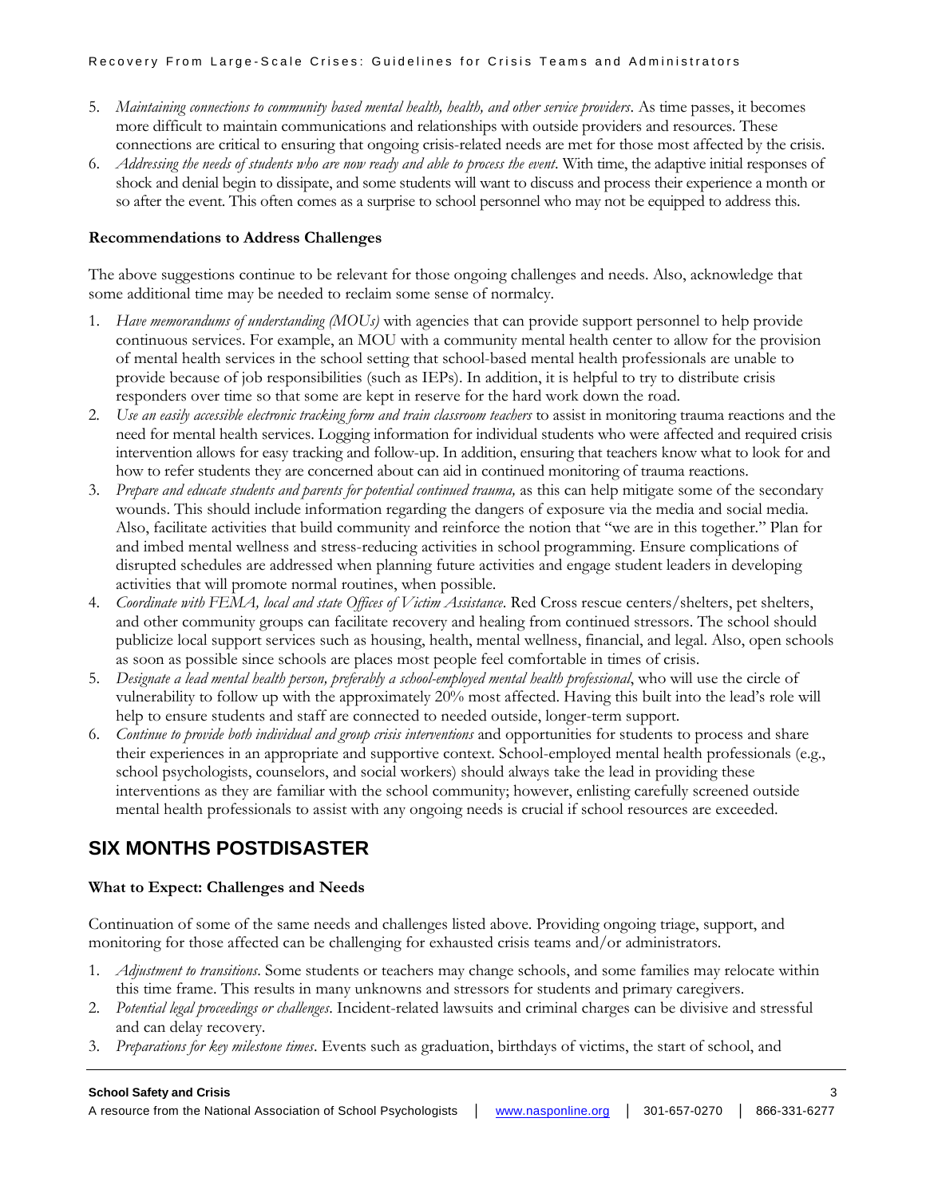5. *Maintaining connections to community based mental health, health, and other service providers*. As time passes, it becomes more difficult to maintain communications and relationships with outside providers and resources. These connections are critical to ensuring that ongoing crisis-related needs are met for those most affected by the crisis.
6. *Addressing the needs of students who are now ready and able to process the event*. With time, the adaptive initial responses of shock and denial begin to dissipate, and some students will want to discuss and process their experience a month or so after the event. This often comes as a surprise to school personnel who may not be equipped to address this.

**Recommendations to Address Challenges**

The above suggestions continue to be relevant for those ongoing challenges and needs. Also, acknowledge that some additional time may be needed to reclaim some sense of normalcy.

1. *Have memorandums of understanding (MOUs)* with agencies that can provide support personnel to help provide continuous services. For example, an MOU with a community mental health center to allow for the provision of mental health services in the school setting that school-based mental health professionals are unable to provide because of job responsibilities (such as IEPs). In addition, it is helpful to try to distribute crisis responders over time so that some are kept in reserve for the hard work down the road.
2. *Use an easily accessible electronic tracking form and train classroom teachers* to assist in monitoring trauma reactions and the need for mental health services. Logging information for individual students who were affected and required crisis intervention allows for easy tracking and follow-up. In addition, ensuring that teachers know what to look for and how to refer students they are concerned about can aid in continued monitoring of trauma reactions.
3. *Prepare and educate students and parents for potential continued trauma,* as this can help mitigate some of the secondary wounds. This should include information regarding the dangers of exposure via the media and social media. Also, facilitate activities that build community and reinforce the notion that "we are in this together." Plan for and imbed mental wellness and stress-reducing activities in school programming. Ensure complications of disrupted schedules are addressed when planning future activities and engage student leaders in developing activities that will promote normal routines, when possible.
4. *Coordinate with FEMA, local and state Offices of Victim Assistance*. Red Cross rescue centers/shelters, pet shelters, and other community groups can facilitate recovery and healing from continued stressors. The school should publicize local support services such as housing, health, mental wellness, financial, and legal. Also, open schools as soon as possible since schools are places most people feel comfortable in times of crisis.
5. *Designate a lead mental health person, preferably a school-employed mental health professional*, who will use the circle of vulnerability to follow up with the approximately 20% most affected. Having this built into the lead's role will help to ensure students and staff are connected to needed outside, longer-term support.
6. *Continue to provide both individual and group crisis interventions* and opportunities for students to process and share their experiences in an appropriate and supportive context. School-employed mental health professionals (e.g., school psychologists, counselors, and social workers) should always take the lead in providing these interventions as they are familiar with the school community; however, enlisting carefully screened outside mental health professionals to assist with any ongoing needs is crucial if school resources are exceeded.

## SIX MONTHS POSTDISASTER

**What to Expect: Challenges and Needs**

Continuation of some of the same needs and challenges listed above. Providing ongoing triage, support, and monitoring for those affected can be challenging for exhausted crisis teams and/or administrators.

1. *Adjustment to transitions*. Some students or teachers may change schools, and some families may relocate within this time frame. This results in many unknowns and stressors for students and primary caregivers.
2. *Potential legal proceedings or challenges*. Incident-related lawsuits and criminal charges can be divisive and stressful and can delay recovery.
3. *Preparations for key milestone times*. Events such as graduation, birthdays of victims, the start of school, and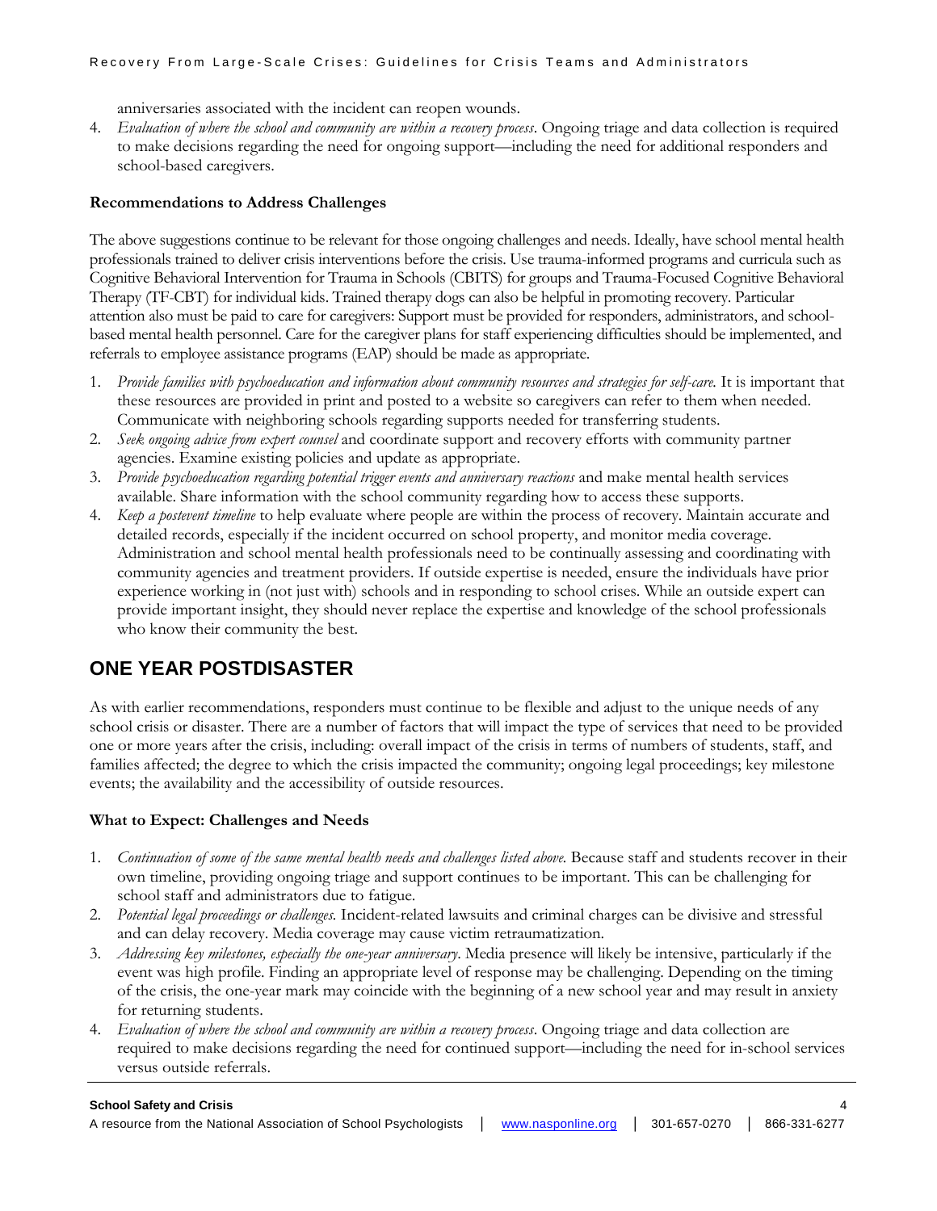anniversaries associated with the incident can reopen wounds.

4. *Evaluation of where the school and community are within a recovery process*. Ongoing triage and data collection is required to make decisions regarding the need for ongoing support—including the need for additional responders and school-based caregivers.

**Recommendations to Address Challenges**

The above suggestions continue to be relevant for those ongoing challenges and needs. Ideally, have school mental health professionals trained to deliver crisis interventions before the crisis. Use trauma-informed programs and curricula such as Cognitive Behavioral Intervention for Trauma in Schools (CBITS) for groups and Trauma-Focused Cognitive Behavioral Therapy (TF-CBT) for individual kids. Trained therapy dogs can also be helpful in promoting recovery. Particular attention also must be paid to care for caregivers: Support must be provided for responders, administrators, and school-based mental health personnel. Care for the caregiver plans for staff experiencing difficulties should be implemented, and referrals to employee assistance programs (EAP) should be made as appropriate.

1. *Provide families with psychoeducation and information about community resources and strategies for self-care.* It is important that these resources are provided in print and posted to a website so caregivers can refer to them when needed. Communicate with neighboring schools regarding supports needed for transferring students.
2. *Seek ongoing advice from expert counsel* and coordinate support and recovery efforts with community partner agencies. Examine existing policies and update as appropriate.
3. *Provide psychoeducation regarding potential trigger events and anniversary reactions* and make mental health services available. Share information with the school community regarding how to access these supports.
4. *Keep a postevent timeline* to help evaluate where people are within the process of recovery. Maintain accurate and detailed records, especially if the incident occurred on school property, and monitor media coverage. Administration and school mental health professionals need to be continually assessing and coordinating with community agencies and treatment providers. If outside expertise is needed, ensure the individuals have prior experience working in (not just with) schools and in responding to school crises. While an outside expert can provide important insight, they should never replace the expertise and knowledge of the school professionals who know their community the best.

## ONE YEAR POSTDISASTER

As with earlier recommendations, responders must continue to be flexible and adjust to the unique needs of any school crisis or disaster. There are a number of factors that will impact the type of services that need to be provided one or more years after the crisis, including: overall impact of the crisis in terms of numbers of students, staff, and families affected; the degree to which the crisis impacted the community; ongoing legal proceedings; key milestone events; the availability and the accessibility of outside resources.

**What to Expect: Challenges and Needs**

1. *Continuation of some of the same mental health needs and challenges listed above.* Because staff and students recover in their own timeline, providing ongoing triage and support continues to be important. This can be challenging for school staff and administrators due to fatigue.
2. *Potential legal proceedings or challenges.* Incident-related lawsuits and criminal charges can be divisive and stressful and can delay recovery. Media coverage may cause victim retraumatization.
3. *Addressing key milestones, especially the one-year anniversary*. Media presence will likely be intensive, particularly if the event was high profile. Finding an appropriate level of response may be challenging. Depending on the timing of the crisis, the one-year mark may coincide with the beginning of a new school year and may result in anxiety for returning students.
4. *Evaluation of where the school and community are within a recovery process*. Ongoing triage and data collection are required to make decisions regarding the need for continued support—including the need for in-school services versus outside referrals.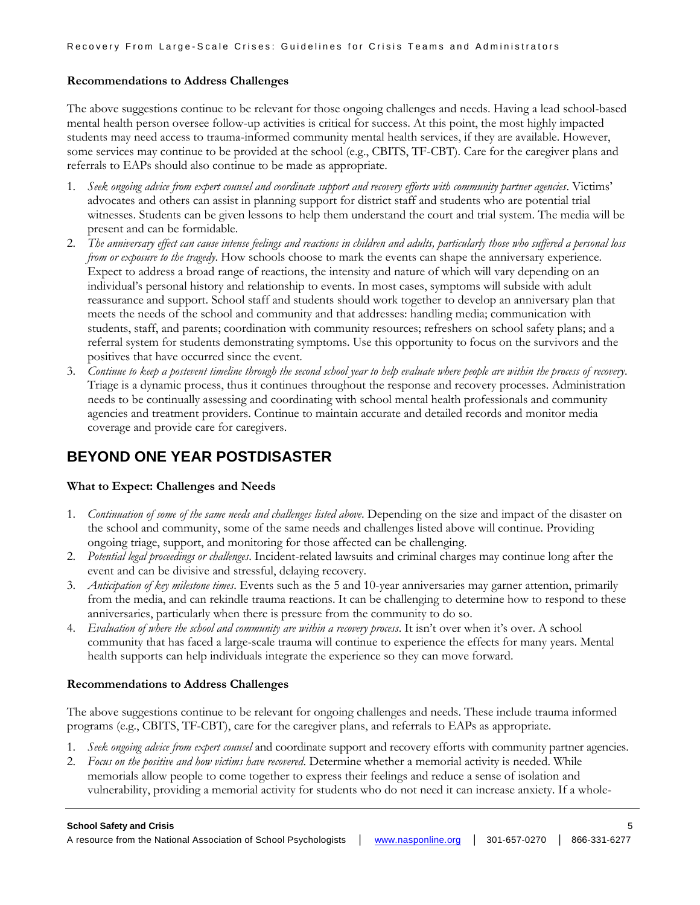### Recommendations to Address Challenges

The above suggestions continue to be relevant for those ongoing challenges and needs. Having a lead school-based mental health person oversee follow-up activities is critical for success. At this point, the most highly impacted students may need access to trauma-informed community mental health services, if they are available. However, some services may continue to be provided at the school (e.g., CBITS, TF-CBT). Care for the caregiver plans and referrals to EAPs should also continue to be made as appropriate.

1. *Seek ongoing advice from expert counsel and coordinate support and recovery efforts with community partner agencies*. Victims' advocates and others can assist in planning support for district staff and students who are potential trial witnesses. Students can be given lessons to help them understand the court and trial system. The media will be present and can be formidable.
2. *The anniversary effect can cause intense feelings and reactions in children and adults, particularly those who suffered a personal loss from or exposure to the tragedy*. How schools choose to mark the events can shape the anniversary experience. Expect to address a broad range of reactions, the intensity and nature of which will vary depending on an individual's personal history and relationship to events. In most cases, symptoms will subside with adult reassurance and support. School staff and students should work together to develop an anniversary plan that meets the needs of the school and community and that addresses: handling media; communication with students, staff, and parents; coordination with community resources; refreshers on school safety plans; and a referral system for students demonstrating symptoms. Use this opportunity to focus on the survivors and the positives that have occurred since the event.
3. *Continue to keep a postevent timeline through the second school year to help evaluate where people are within the process of recovery*. Triage is a dynamic process, thus it continues throughout the response and recovery processes. Administration needs to be continually assessing and coordinating with school mental health professionals and community agencies and treatment providers. Continue to maintain accurate and detailed records and monitor media coverage and provide care for caregivers.

## BEYOND ONE YEAR POSTDISASTER

### What to Expect: Challenges and Needs

1. *Continuation of some of the same needs and challenges listed above*. Depending on the size and impact of the disaster on the school and community, some of the same needs and challenges listed above will continue. Providing ongoing triage, support, and monitoring for those affected can be challenging.
2. *Potential legal proceedings or challenges*. Incident-related lawsuits and criminal charges may continue long after the event and can be divisive and stressful, delaying recovery.
3. *Anticipation of key milestone times*. Events such as the 5 and 10-year anniversaries may garner attention, primarily from the media, and can rekindle trauma reactions. It can be challenging to determine how to respond to these anniversaries, particularly when there is pressure from the community to do so.
4. *Evaluation of where the school and community are within a recovery process*. It isn't over when it's over. A school community that has faced a large-scale trauma will continue to experience the effects for many years. Mental health supports can help individuals integrate the experience so they can move forward.

### Recommendations to Address Challenges

The above suggestions continue to be relevant for ongoing challenges and needs. These include trauma informed programs (e.g., CBITS, TF-CBT), care for the caregiver plans, and referrals to EAPs as appropriate.

1. *Seek ongoing advice from expert counsel* and coordinate support and recovery efforts with community partner agencies.
2. *Focus on the positive and how victims have recovered*. Determine whether a memorial activity is needed. While memorials allow people to come together to express their feelings and reduce a sense of isolation and vulnerability, providing a memorial activity for students who do not need it can increase anxiety. If a whole-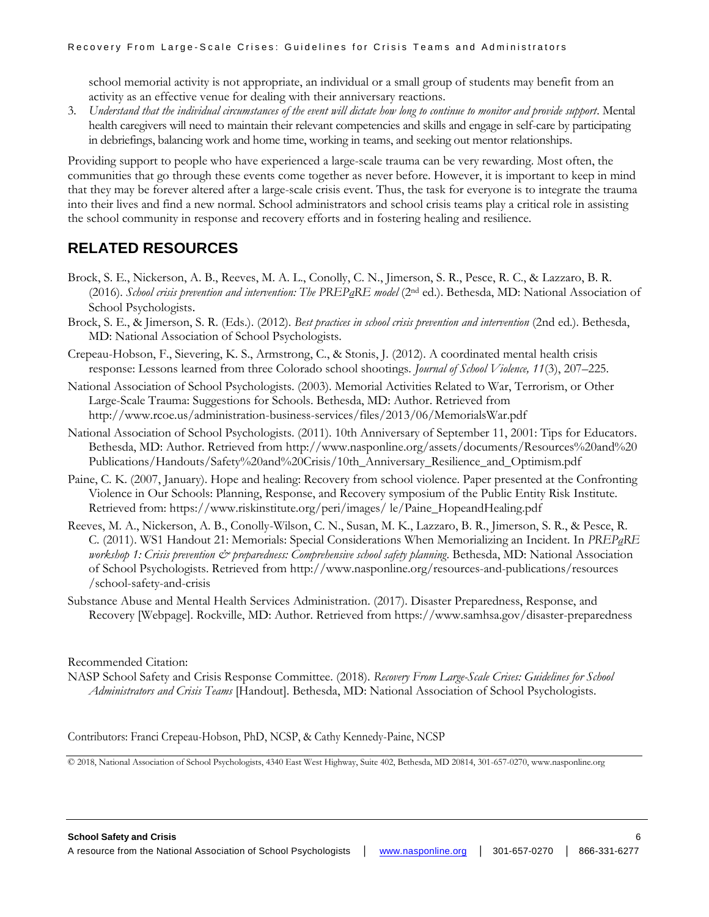school memorial activity is not appropriate, an individual or a small group of students may benefit from an activity as an effective venue for dealing with their anniversary reactions.

3. *Understand that the individual circumstances of the event will dictate how long to continue to monitor and provide support*. Mental health caregivers will need to maintain their relevant competencies and skills and engage in self-care by participating in debriefings, balancing work and home time, working in teams, and seeking out mentor relationships.

Providing support to people who have experienced a large-scale trauma can be very rewarding. Most often, the communities that go through these events come together as never before. However, it is important to keep in mind that they may be forever altered after a large-scale crisis event. Thus, the task for everyone is to integrate the trauma into their lives and find a new normal. School administrators and school crisis teams play a critical role in assisting the school community in response and recovery efforts and in fostering healing and resilience.

## RELATED RESOURCES

Brock, S. E., Nickerson, A. B., Reeves, M. A. L., Conolly, C. N., Jimerson, S. R., Pesce, R. C., & Lazzaro, B. R. (2016). *School crisis prevention and intervention: The PREPaRE model* (2nd ed.). Bethesda, MD: National Association of School Psychologists.

Brock, S. E., & Jimerson, S. R. (Eds.). (2012). *Best practices in school crisis prevention and intervention* (2nd ed.). Bethesda, MD: National Association of School Psychologists.

Crepeau-Hobson, F., Sievering, K. S., Armstrong, C., & Stonis, J. (2012). A coordinated mental health crisis response: Lessons learned from three Colorado school shootings. *Journal of School Violence, 11*(3), 207–225.

National Association of School Psychologists. (2003). Memorial Activities Related to War, Terrorism, or Other Large-Scale Trauma: Suggestions for Schools. Bethesda, MD: Author. Retrieved from http://www.rcoe.us/administration-business-services/files/2013/06/MemorialsWar.pdf

National Association of School Psychologists. (2011). 10th Anniversary of September 11, 2001: Tips for Educators. Bethesda, MD: Author. Retrieved from http://www.nasponline.org/assets/documents/Resources%20and%20Publications/Handouts/Safety%20and%20Crisis/10th_Anniversary_Resilience_and_Optimism.pdf

Paine, C. K. (2007, January). Hope and healing: Recovery from school violence. Paper presented at the Confronting Violence in Our Schools: Planning, Response, and Recovery symposium of the Public Entity Risk Institute. Retrieved from: https://www.riskinstitute.org/peri/images/ le/Paine_HopeandHealing.pdf

Reeves, M. A., Nickerson, A. B., Conolly-Wilson, C. N., Susan, M. K., Lazzaro, B. R., Jimerson, S. R., & Pesce, R. C. (2011). WS1 Handout 21: Memorials: Special Considerations When Memorializing an Incident. In *PREPaRE workshop 1: Crisis prevention & preparedness: Comprehensive school safety planning*. Bethesda, MD: National Association of School Psychologists. Retrieved from http://www.nasponline.org/resources-and-publications/resources/school-safety-and-crisis

Substance Abuse and Mental Health Services Administration. (2017). Disaster Preparedness, Response, and Recovery [Webpage]. Rockville, MD: Author. Retrieved from https://www.samhsa.gov/disaster-preparedness

Recommended Citation:

NASP School Safety and Crisis Response Committee. (2018). *Recovery From Large-Scale Crises: Guidelines for School Administrators and Crisis Teams* [Handout]. Bethesda, MD: National Association of School Psychologists.

Contributors: Franci Crepeau-Hobson, PhD, NCSP, & Cathy Kennedy-Paine, NCSP

© 2018, National Association of School Psychologists, 4340 East West Highway, Suite 402, Bethesda, MD 20814, 301-657-0270, www.nasponline.org